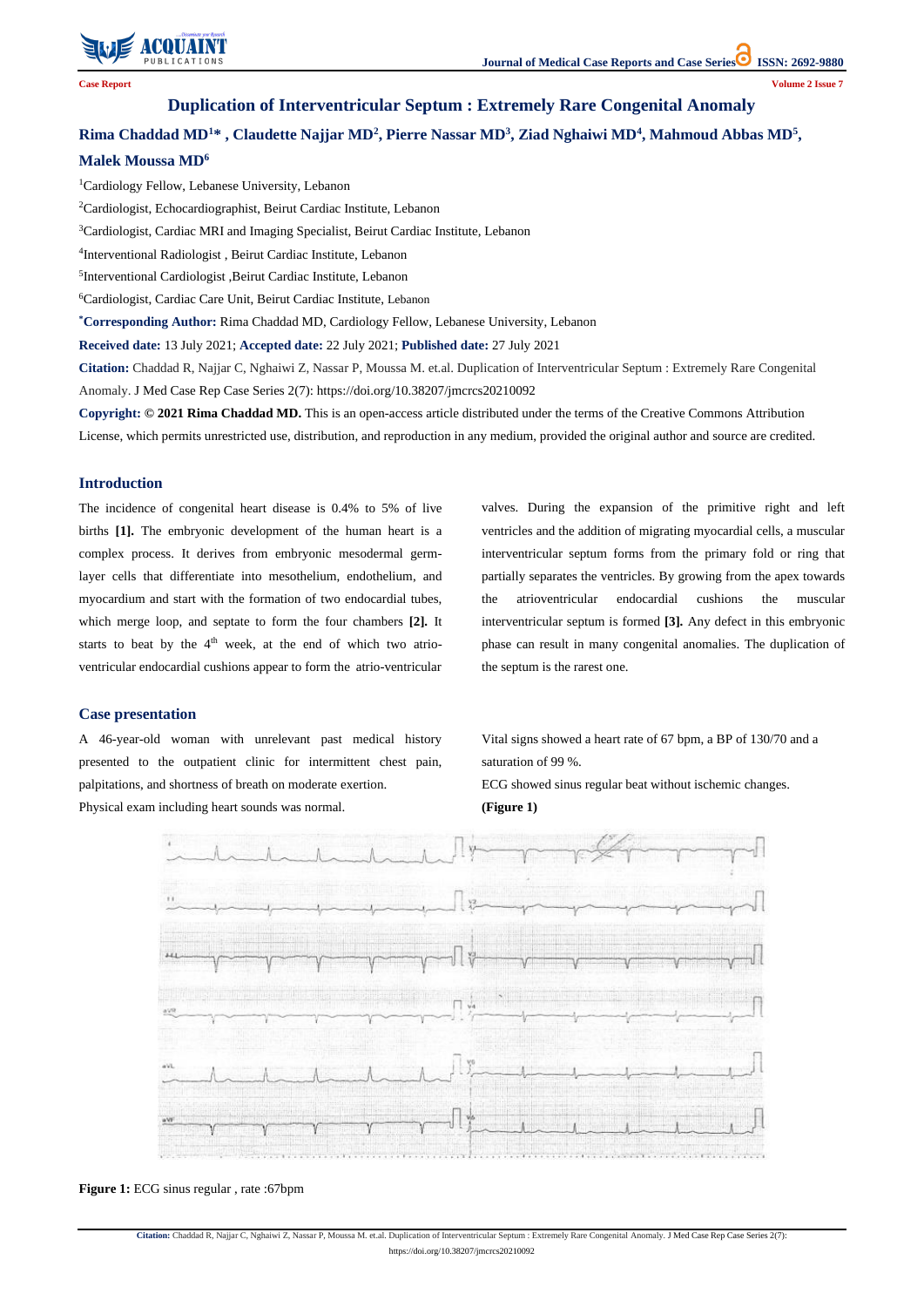Case Report

# Duplication of Interventricular Septum : Extremely Rare Congenital Anomaly

**Rima Chaddad MD[1]* , Claudette Najjar MD[2], Pierre Nassar MD[3], Ziad Nghaiwi MD[4], Mahmoud Abbas MD[5], Malek Moussa MD[6]**

[1]Cardiology Fellow, Lebanese University, Lebanon

[2]Cardiologist, Echocardiographist, Beirut Cardiac Institute, Lebanon

[3]Cardiologist, Cardiac MRI and Imaging Specialist, Beirut Cardiac Institute, Lebanon

[4]Interventional Radiologist , Beirut Cardiac Institute, Lebanon

[5]Interventional Cardiologist ,Beirut Cardiac Institute, Lebanon

[6]Cardiologist, Cardiac Care Unit, Beirut Cardiac Institute, Lebanon

***Corresponding Author:** Rima Chaddad MD, Cardiology Fellow, Lebanese University, Lebanon

**Received date:** 13 July 2021; **Accepted date:** 22 July 2021; **Published date:** 27 July 2021

**Citation:** Chaddad R, Najjar C, Nghaiwi Z, Nassar P, Moussa M. et.al. Duplication of Interventricular Septum : Extremely Rare Congenital Anomaly. J Med Case Rep Case Series 2(7): https://doi.org/10.38207/jmcrcs20210092

**Copyright: © 2021 Rima Chaddad MD.** This is an open-access article distributed under the terms of the Creative Commons Attribution License, which permits unrestricted use, distribution, and reproduction in any medium, provided the original author and source are credited.

## Introduction

The incidence of congenital heart disease is 0.4% to 5% of live births **[1].** The embryonic development of the human heart is a complex process. It derives from embryonic mesodermal germ-layer cells that differentiate into mesothelium, endothelium, and myocardium and start with the formation of two endocardial tubes, which merge loop, and septate to form the four chambers **[2].** It starts to beat by the 4th week, at the end of which two atrio-ventricular endocardial cushions appear to form the atrio-ventricular valves. During the expansion of the primitive right and left ventricles and the addition of migrating myocardial cells, a muscular interventricular septum forms from the primary fold or ring that partially separates the ventricles. By growing from the apex towards the atrioventricular endocardial cushions the muscular interventricular septum is formed **[3].** Any defect in this embryonic phase can result in many congenital anomalies. The duplication of the septum is the rarest one.

## Case presentation

A 46-year-old woman with unrelevant past medical history presented to the outpatient clinic for intermittent chest pain, palpitations, and shortness of breath on moderate exertion.

Physical exam including heart sounds was normal.

Vital signs showed a heart rate of 67 bpm, a BP of 130/70 and a saturation of 99 %.

ECG showed sinus regular beat without ischemic changes.

**(Figure 1)**

**Figure 1:** ECG sinus regular , rate :67bpm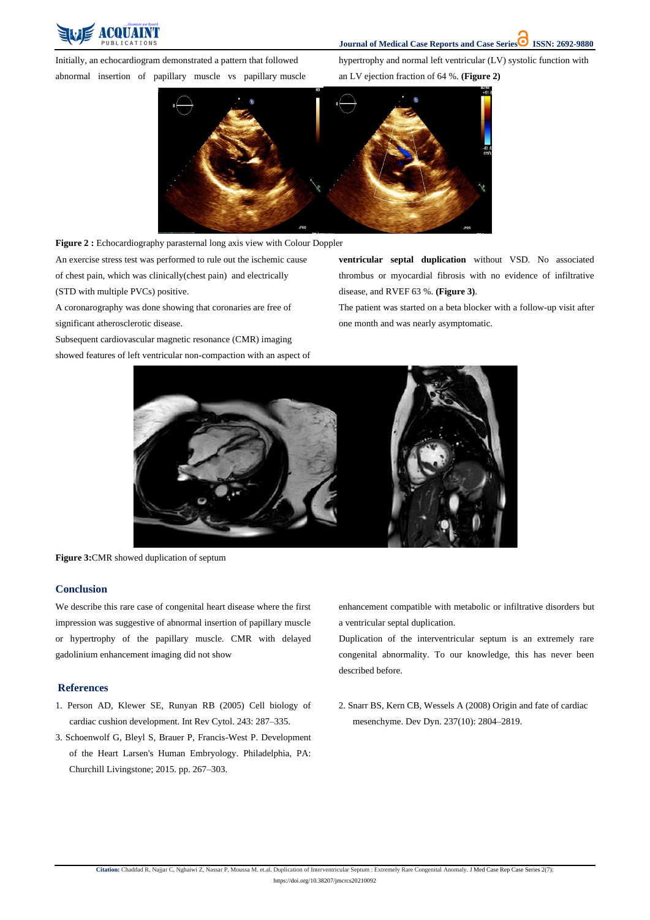Initially, an echocardiogram demonstrated a pattern that followed abnormal insertion of papillary muscle vs papillary muscle hypertrophy and normal left ventricular (LV) systolic function with an LV ejection fraction of 64 %. **(Figure 2)**

**Figure 2 :** Echocardiography parasternal long axis view with Colour Doppler

An exercise stress test was performed to rule out the ischemic cause of chest pain, which was clinically(chest pain) and electrically (STD with multiple PVCs) positive.

A coronarography was done showing that coronaries are free of significant atherosclerotic disease.

Subsequent cardiovascular magnetic resonance (CMR) imaging showed features of left ventricular non-compaction with an aspect of **ventricular septal duplication** without VSD. No associated thrombus or myocardial fibrosis with no evidence of infiltrative disease, and RVEF 63 %. **(Figure 3)**.

The patient was started on a beta blocker with a follow-up visit after one month and was nearly asymptomatic.

**Figure 3:**CMR showed duplication of septum

## Conclusion

We describe this rare case of congenital heart disease where the first impression was suggestive of abnormal insertion of papillary muscle or hypertrophy of the papillary muscle. CMR with delayed gadolinium enhancement imaging did not show enhancement compatible with metabolic or infiltrative disorders but a ventricular septal duplication.

Duplication of the interventricular septum is an extremely rare congenital abnormality. To our knowledge, this has never been described before.

## References

1. Person AD, Klewer SE, Runyan RB (2005) Cell biology of cardiac cushion development. Int Rev Cytol. 243: 287–335.
2. Snarr BS, Kern CB, Wessels A (2008) Origin and fate of cardiac mesenchyme. Dev Dyn. 237(10): 2804–2819.
3. Schoenwolf G, Bleyl S, Brauer P, Francis-West P. Development of the Heart Larsen's Human Embryology. Philadelphia, PA: Churchill Livingstone; 2015. pp. 267–303.

**Citation:** Chaddad R, Najjar C, Nghaiwi Z, Nassar P, Moussa M. et.al. Duplication of Interventricular Septum : Extremely Rare Congenital Anomaly. J Med Case Rep Case Series 2(7): https://doi.org/10.38207/jmcrcs20210092